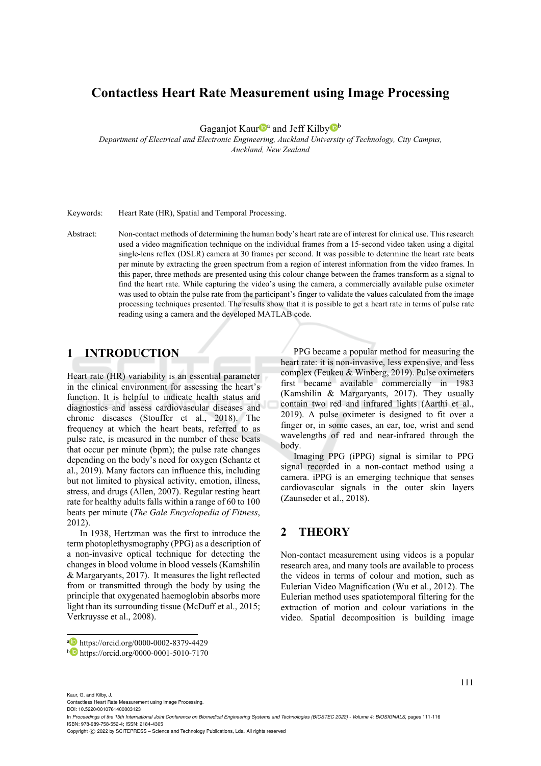# Contactless Heart Rate Measurement using Image Processing

Gaganjot Kaur[a] and Jeff Kilby[b]

*Department of Electrical and Electronic Engineering, Auckland University of Technology, City Campus, Auckland, New Zealand*

Keywords: Heart Rate (HR), Spatial and Temporal Processing.

Abstract: Non-contact methods of determining the human body's heart rate are of interest for clinical use. This research used a video magnification technique on the individual frames from a 15-second video taken using a digital single-lens reflex (DSLR) camera at 30 frames per second. It was possible to determine the heart rate beats per minute by extracting the green spectrum from a region of interest information from the video frames. In this paper, three methods are presented using this colour change between the frames transform as a signal to find the heart rate. While capturing the video's using the camera, a commercially available pulse oximeter was used to obtain the pulse rate from the participant's finger to validate the values calculated from the image processing techniques presented. The results show that it is possible to get a heart rate in terms of pulse rate reading using a camera and the developed MATLAB code.

## 1 INTRODUCTION

Heart rate (HR) variability is an essential parameter in the clinical environment for assessing the heart's function. It is helpful to indicate health status and diagnostics and assess cardiovascular diseases and chronic diseases (Stouffer et al., 2018). The frequency at which the heart beats, referred to as pulse rate, is measured in the number of these beats that occur per minute (bpm); the pulse rate changes depending on the body's need for oxygen (Schantz et al., 2019). Many factors can influence this, including but not limited to physical activity, emotion, illness, stress, and drugs (Allen, 2007). Regular resting heart rate for healthy adults falls within a range of 60 to 100 beats per minute (*The Gale Encyclopedia of Fitness*, 2012).

In 1938, Hertzman was the first to introduce the term photoplethysmography (PPG) as a description of a non-invasive optical technique for detecting the changes in blood volume in blood vessels (Kamshilin & Margaryants, 2017). It measures the light reflected from or transmitted through the body by using the principle that oxygenated haemoglobin absorbs more light than its surrounding tissue (McDuff et al., 2015; Verkruysse et al., 2008).

PPG became a popular method for measuring the heart rate: it is non-invasive, less expensive, and less complex (Feukeu & Winberg, 2019). Pulse oximeters first became available commercially in 1983 (Kamshilin & Margaryants, 2017). They usually contain two red and infrared lights (Aarthi et al., 2019). A pulse oximeter is designed to fit over a finger or, in some cases, an ear, toe, wrist and send wavelengths of red and near-infrared through the body.

Imaging PPG (iPPG) signal is similar to PPG signal recorded in a non-contact method using a camera. iPPG is an emerging technique that senses cardiovascular signals in the outer skin layers (Zaunseder et al., 2018).

## 2 THEORY

Non-contact measurement using videos is a popular research area, and many tools are available to process the videos in terms of colour and motion, such as Eulerian Video Magnification (Wu et al., 2012). The Eulerian method uses spatiotemporal filtering for the extraction of motion and colour variations in the video. Spatial decomposition is building image

---

[a] https://orcid.org/0000-0002-8379-4429
[b] https://orcid.org/0000-0001-5010-7170

Kaur, G. and Kilby, J.
Contactless Heart Rate Measurement using Image Processing.
DOI: 10.5220/0010761400003123
In *Proceedings of the 15th International Joint Conference on Biomedical Engineering Systems and Technologies (BIOSTEC 2022) - Volume 4: BIOSIGNALS*, pages 111-116
ISBN: 978-989-758-552-4; ISSN: 2184-4305
Copyright © 2022 by SCITEPRESS – Science and Technology Publications, Lda. All rights reserved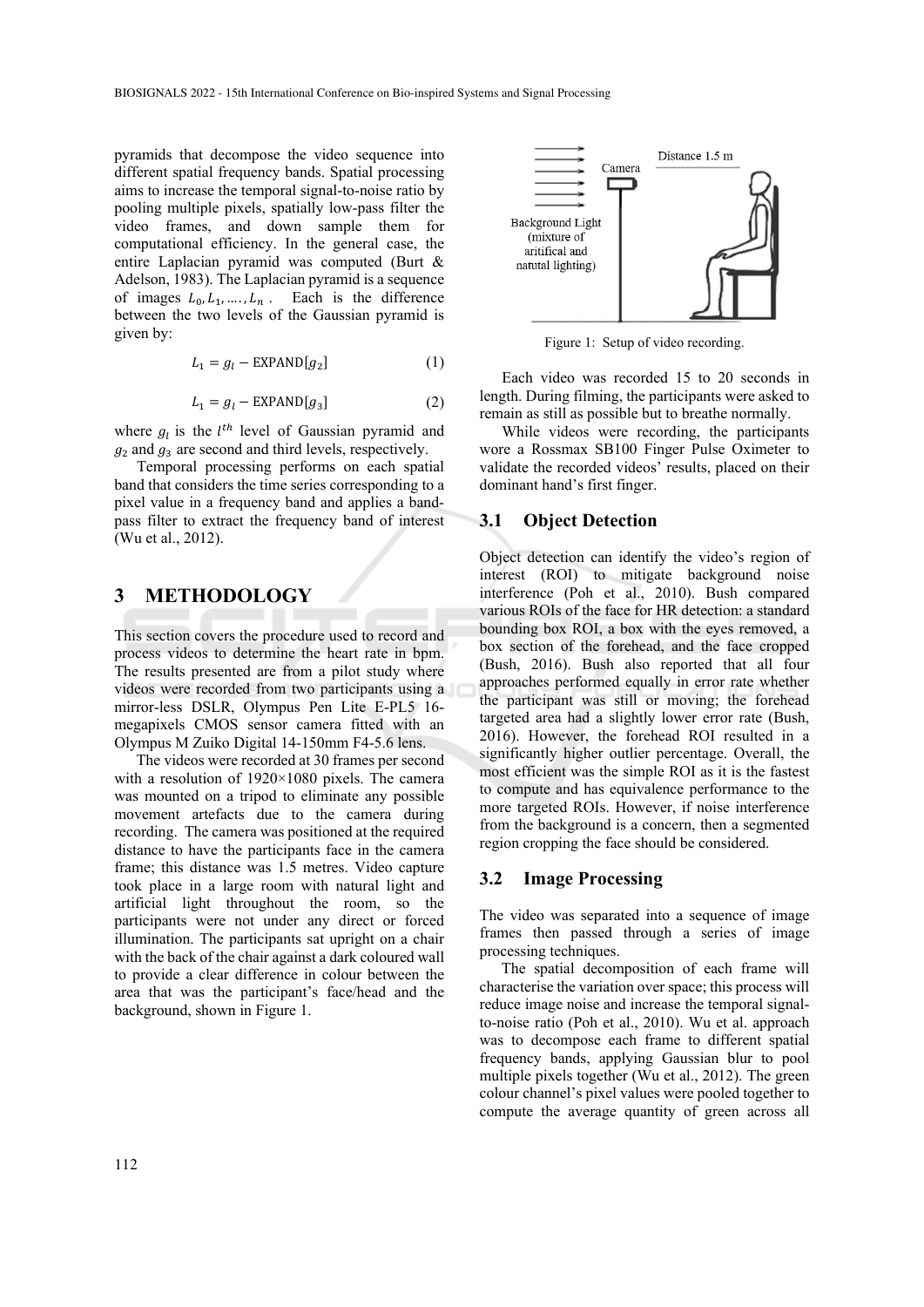pyramids that decompose the video sequence into different spatial frequency bands. Spatial processing aims to increase the temporal signal-to-noise ratio by pooling multiple pixels, spatially low-pass filter the video frames, and down sample them for computational efficiency. In the general case, the entire Laplacian pyramid was computed (Burt & Adelson, 1983). The Laplacian pyramid is a sequence of images $L_0, L_1, \ldots, L_n$. Each is the difference between the two levels of the Gaussian pyramid is given by:

$$L_1 = g_l - \text{EXPAND}[g_2] \tag{1}$$

$$L_1 = g_l - \text{EXPAND}[g_3] \tag{2}$$

where $g_l$ is the $l^{th}$ level of Gaussian pyramid and $g_2$ and $g_3$ are second and third levels, respectively.

Temporal processing performs on each spatial band that considers the time series corresponding to a pixel value in a frequency band and applies a band-pass filter to extract the frequency band of interest (Wu et al., 2012).

# 3 METHODOLOGY

This section covers the procedure used to record and process videos to determine the heart rate in bpm. The results presented are from a pilot study where videos were recorded from two participants using a mirror-less DSLR, Olympus Pen Lite E-PL5 16-megapixels CMOS sensor camera fitted with an Olympus M Zuiko Digital 14-150mm F4-5.6 lens.

The videos were recorded at 30 frames per second with a resolution of 1920×1080 pixels. The camera was mounted on a tripod to eliminate any possible movement artefacts due to the camera during recording. The camera was positioned at the required distance to have the participants face in the camera frame; this distance was 1.5 metres. Video capture took place in a large room with natural light and artificial light throughout the room, so the participants were not under any direct or forced illumination. The participants sat upright on a chair with the back of the chair against a dark coloured wall to provide a clear difference in colour between the area that was the participant's face/head and the background, shown in Figure 1.

Figure 1: Setup of video recording.

Each video was recorded 15 to 20 seconds in length. During filming, the participants were asked to remain as still as possible but to breathe normally.

While videos were recording, the participants wore a Rossmax SB100 Finger Pulse Oximeter to validate the recorded videos' results, placed on their dominant hand's first finger.

## 3.1 Object Detection

Object detection can identify the video's region of interest (ROI) to mitigate background noise interference (Poh et al., 2010). Bush compared various ROIs of the face for HR detection: a standard bounding box ROI, a box with the eyes removed, a box section of the forehead, and the face cropped (Bush, 2016). Bush also reported that all four approaches performed equally in error rate whether the participant was still or moving; the forehead targeted area had a slightly lower error rate (Bush, 2016). However, the forehead ROI resulted in a significantly higher outlier percentage. Overall, the most efficient was the simple ROI as it is the fastest to compute and has equivalence performance to the more targeted ROIs. However, if noise interference from the background is a concern, then a segmented region cropping the face should be considered.

## 3.2 Image Processing

The video was separated into a sequence of image frames then passed through a series of image processing techniques.

The spatial decomposition of each frame will characterise the variation over space; this process will reduce image noise and increase the temporal signal-to-noise ratio (Poh et al., 2010). Wu et al. approach was to decompose each frame to different spatial frequency bands, applying Gaussian blur to pool multiple pixels together (Wu et al., 2012). The green colour channel's pixel values were pooled together to compute the average quantity of green across all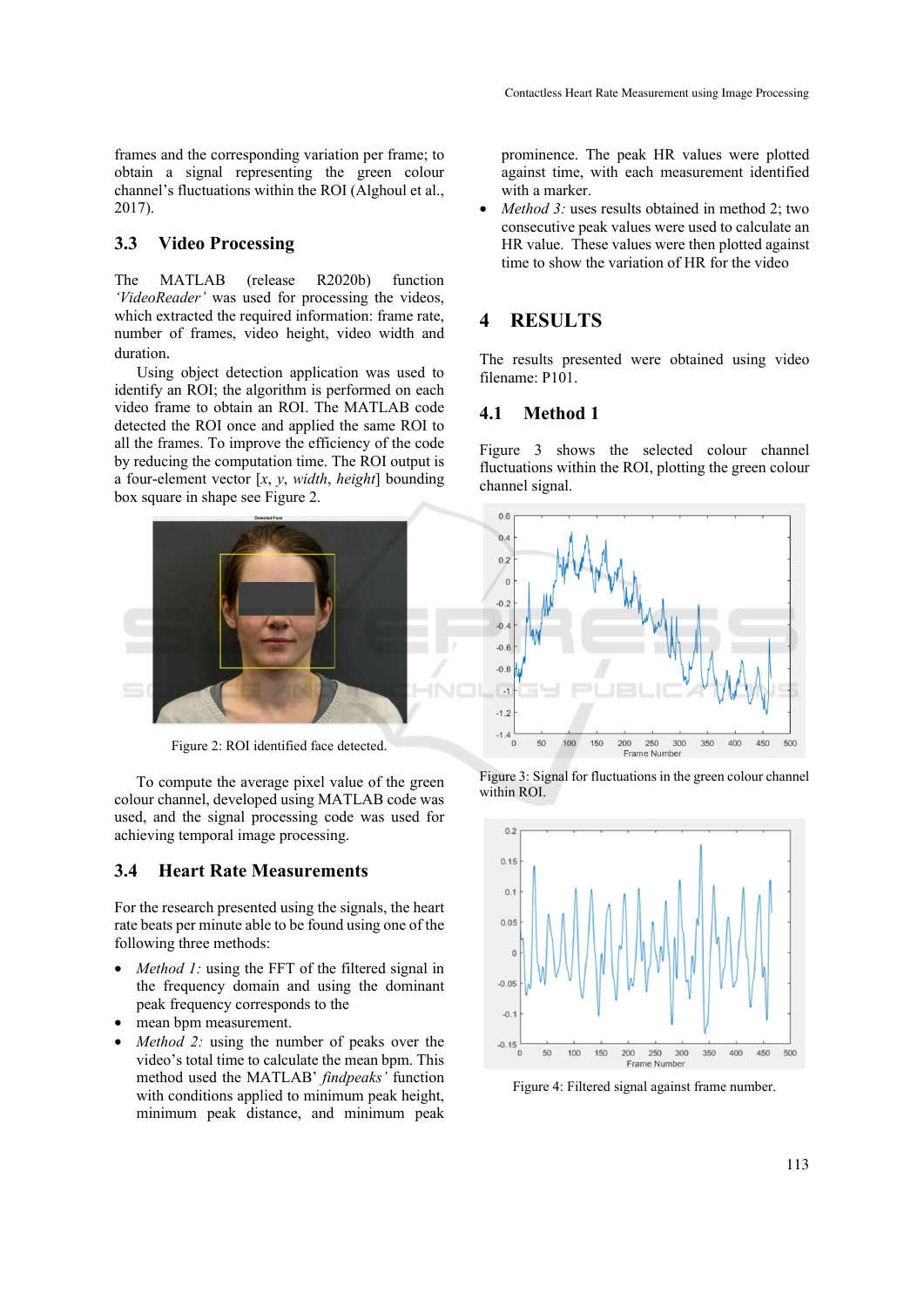frames and the corresponding variation per frame; to obtain a signal representing the green colour channel's fluctuations within the ROI (Alghoul et al., 2017).

## 3.3 Video Processing

The MATLAB (release R2020b) function *'VideoReader'* was used for processing the videos, which extracted the required information: frame rate, number of frames, video height, video width and duration.

Using object detection application was used to identify an ROI; the algorithm is performed on each video frame to obtain an ROI. The MATLAB code detected the ROI once and applied the same ROI to all the frames. To improve the efficiency of the code by reducing the computation time. The ROI output is a four-element vector [*x*, *y*, *width*, *height*] bounding box square in shape see Figure 2.

Figure 2: ROI identified face detected.

To compute the average pixel value of the green colour channel, developed using MATLAB code was used, and the signal processing code was used for achieving temporal image processing.

## 3.4 Heart Rate Measurements

For the research presented using the signals, the heart rate beats per minute able to be found using one of the following three methods:

- *Method 1:* using the FFT of the filtered signal in the frequency domain and using the dominant peak frequency corresponds to the
- mean bpm measurement.
- *Method 2:* using the number of peaks over the video's total time to calculate the mean bpm. This method used the MATLAB' *findpeaks'* function with conditions applied to minimum peak height, minimum peak distance, and minimum peak prominence. The peak HR values were plotted against time, with each measurement identified with a marker.
- *Method 3:* uses results obtained in method 2; two consecutive peak values were used to calculate an HR value. These values were then plotted against time to show the variation of HR for the video

# 4 RESULTS

The results presented were obtained using video filename: P101.

## 4.1 Method 1

Figure 3 shows the selected colour channel fluctuations within the ROI, plotting the green colour channel signal.

Figure 3: Signal for fluctuations in the green colour channel within ROI.

Figure 4: Filtered signal against frame number.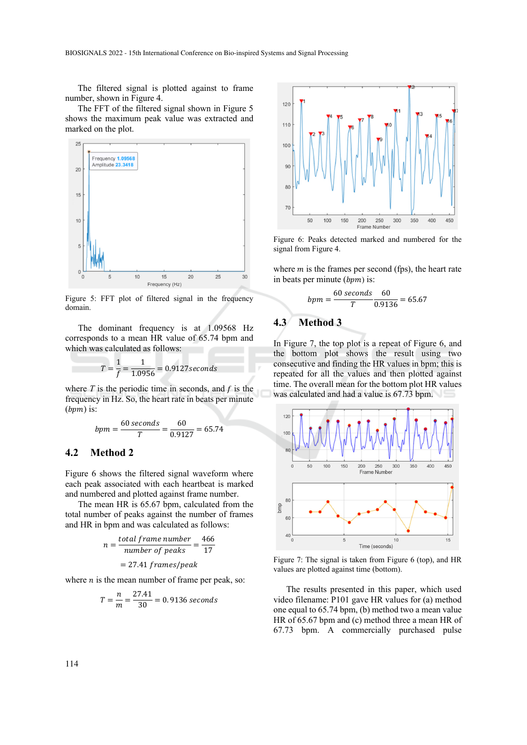The filtered signal is plotted against to frame number, shown in Figure 4.

The FFT of the filtered signal shown in Figure 5 shows the maximum peak value was extracted and marked on the plot.

Figure 5: FFT plot of filtered signal in the frequency domain.

The dominant frequency is at 1.09568 Hz corresponds to a mean HR value of 65.74 bpm and which was calculated as follows:

$$T = \frac{1}{f} = \frac{1}{1.0956} = 0.9127 seconds$$

where $T$ is the periodic time in seconds, and $f$ is the frequency in Hz. So, the heart rate in beats per minute ($bpm$) is:

$$bpm = \frac{60\ seconds}{T} = \frac{60}{0.9127} = 65.74$$

## 4.2 Method 2

Figure 6 shows the filtered signal waveform where each peak associated with each heartbeat is marked and numbered and plotted against frame number.

The mean HR is 65.67 bpm, calculated from the total number of peaks against the number of frames and HR in bpm and was calculated as follows:

$$n = \frac{total\ frame\ number}{number\ of\ peaks} = \frac{466}{17}$$

$$= 27.41\ frames/peak$$

where $n$ is the mean number of frame per peak, so:

$$T = \frac{n}{m} = \frac{27.41}{30} = 0.9136\ seconds$$

Figure 6: Peaks detected marked and numbered for the signal from Figure 4.

where $m$ is the frames per second (fps), the heart rate in beats per minute ($bpm$) is:

$$bpm = \frac{60\ seconds}{T} \frac{60}{0.9136} = 65.67$$

## 4.3 Method 3

In Figure 7, the top plot is a repeat of Figure 6, and the bottom plot shows the result using two consecutive and finding the HR values in bpm; this is repeated for all the values and then plotted against time. The overall mean for the bottom plot HR values was calculated and had a value is 67.73 bpm.

Figure 7: The signal is taken from Figure 6 (top), and HR values are plotted against time (bottom).

The results presented in this paper, which used video filename: P101 gave HR values for (a) method one equal to 65.74 bpm, (b) method two a mean value HR of 65.67 bpm and (c) method three a mean HR of 67.73 bpm. A commercially purchased pulse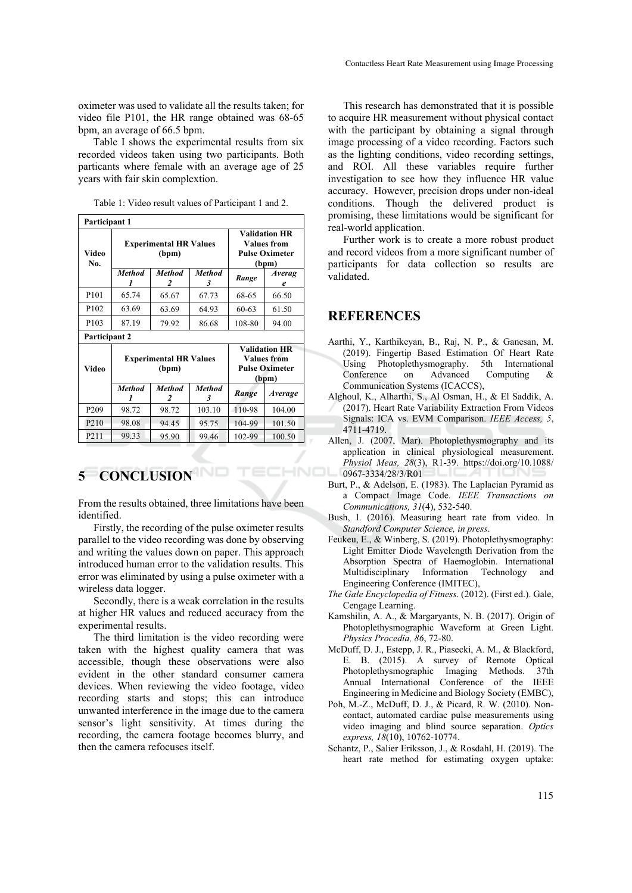oximeter was used to validate all the results taken; for video file P101, the HR range obtained was 68-65 bpm, an average of 66.5 bpm.

Table I shows the experimental results from six recorded videos taken using two participants. Both particants where female with an average age of 25 years with fair skin complextion.

Table 1: Video result values of Participant 1 and 2.

| **Participant 1** | | | | | |
|---|---|---|---|---|---|
| **Video No.** | **Experimental HR Values (bpm)** | | | **Validation HR Values from Pulse Oximeter (bpm)** | |
| | ***Method 1*** | ***Method 2*** | ***Method 3*** | ***Range*** | ***Average*** |
| P101 | 65.74 | 65.67 | 67.73 | 68-65 | 66.50 |
| P102 | 63.69 | 63.69 | 64.93 | 60-63 | 61.50 |
| P103 | 87.19 | 79.92 | 86.68 | 108-80 | 94.00 |
| **Participant 2** | | | | | |
| **Video** | **Experimental HR Values (bpm)** | | | **Validation HR Values from Pulse Oximeter (bpm)** | |
| | ***Method 1*** | ***Method 2*** | ***Method 3*** | ***Range*** | ***Average*** |
| P209 | 98.72 | 98.72 | 103.10 | 110-98 | 104.00 |
| P210 | 98.08 | 94.45 | 95.75 | 104-99 | 101.50 |
| P211 | 99.33 | 95.90 | 99.46 | 102-99 | 100.50 |

## 5 CONCLUSION

From the results obtained, three limitations have been identified.

Firstly, the recording of the pulse oximeter results parallel to the video recording was done by observing and writing the values down on paper. This approach introduced human error to the validation results. This error was eliminated by using a pulse oximeter with a wireless data logger.

Secondly, there is a weak correlation in the results at higher HR values and reduced accuracy from the experimental results.

The third limitation is the video recording were taken with the highest quality camera that was accessible, though these observations were also evident in the other standard consumer camera devices. When reviewing the video footage, video recording starts and stops; this can introduce unwanted interference in the image due to the camera sensor's light sensitivity. At times during the recording, the camera footage becomes blurry, and then the camera refocuses itself.

This research has demonstrated that it is possible to acquire HR measurement without physical contact with the participant by obtaining a signal through image processing of a video recording. Factors such as the lighting conditions, video recording settings, and ROI. All these variables require further investigation to see how they influence HR value accuracy. However, precision drops under non-ideal conditions. Though the delivered product is promising, these limitations would be significant for real-world application.

Further work is to create a more robust product and record videos from a more significant number of participants for data collection so results are validated.

## REFERENCES

Aarthi, Y., Karthikeyan, B., Raj, N. P., & Ganesan, M. (2019). Fingertip Based Estimation Of Heart Rate Using Photoplethysmography. 5th International Conference on Advanced Computing & Communication Systems (ICACCS),

Alghoul, K., Alharthi, S., Al Osman, H., & El Saddik, A. (2017). Heart Rate Variability Extraction From Videos Signals: ICA vs. EVM Comparison. *IEEE Access, 5*, 4711-4719.

Allen, J. (2007, Mar). Photoplethysmography and its application in clinical physiological measurement. *Physiol Meas, 28*(3), R1-39. https://doi.org/10.1088/0967-3334/28/3/R01

Burt, P., & Adelson, E. (1983). The Laplacian Pyramid as a Compact Image Code. *IEEE Transactions on Communications, 31*(4), 532-540.

Bush, I. (2016). Measuring heart rate from video. In *Standford Computer Science, in press*.

Feukeu, E., & Winberg, S. (2019). Photoplethysmography: Light Emitter Diode Wavelength Derivation from the Absorption Spectra of Haemoglobin. International Multidisciplinary Information Technology and Engineering Conference (IMITEC),

*The Gale Encyclopedia of Fitness*. (2012). (First ed.). Gale, Cengage Learning.

Kamshilin, A. A., & Margaryants, N. B. (2017). Origin of Photoplethysmographic Waveform at Green Light. *Physics Procedia, 86*, 72-80.

McDuff, D. J., Estepp, J. R., Piasecki, A. M., & Blackford, E. B. (2015). A survey of Remote Optical Photoplethysmographic Imaging Methods. 37th Annual International Conference of the IEEE Engineering in Medicine and Biology Society (EMBC),

Poh, M.-Z., McDuff, D. J., & Picard, R. W. (2010). Non-contact, automated cardiac pulse measurements using video imaging and blind source separation. *Optics express, 18*(10), 10762-10774.

Schantz, P., Salier Eriksson, J., & Rosdahl, H. (2019). The heart rate method for estimating oxygen uptake: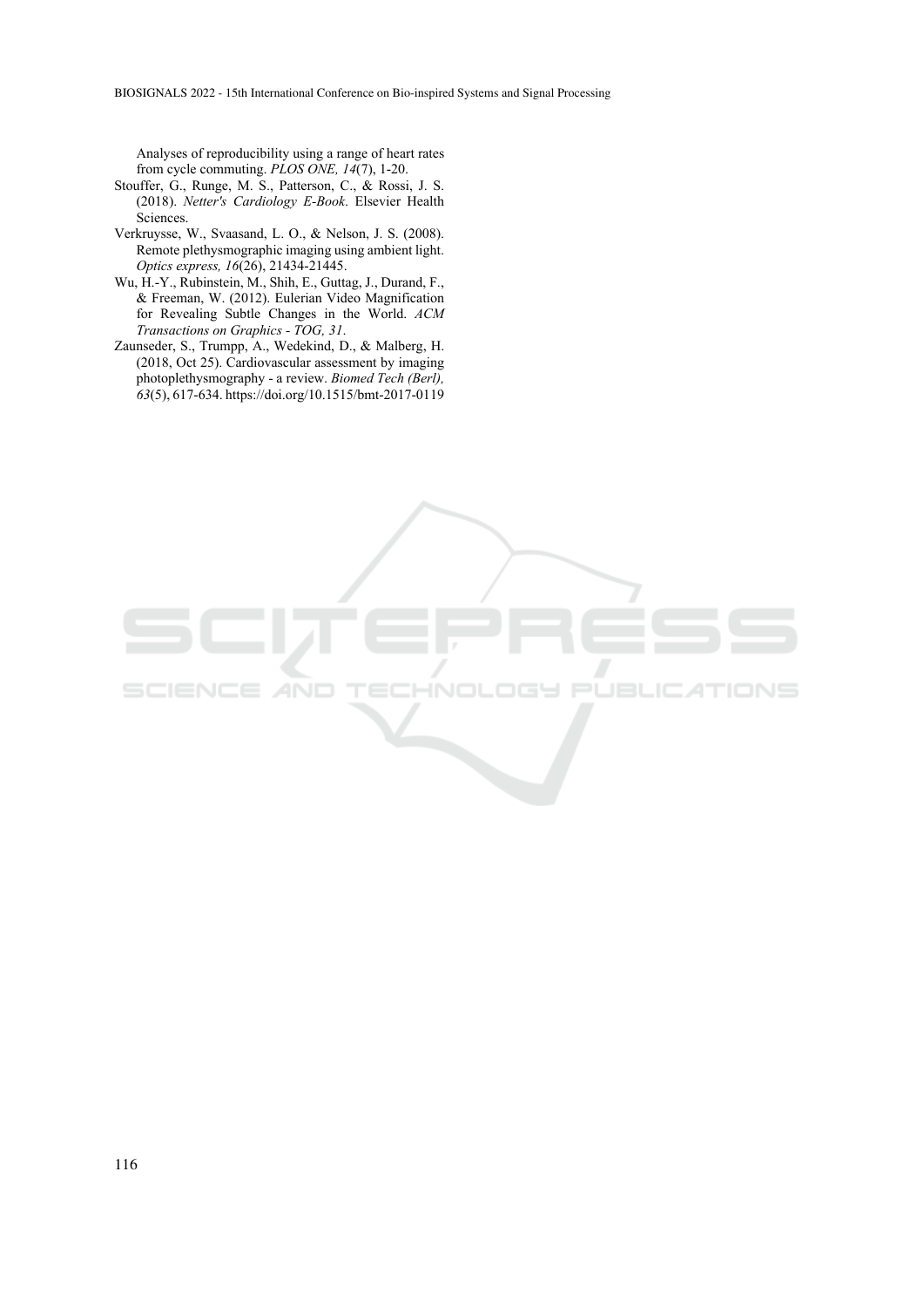Analyses of reproducibility using a range of heart rates from cycle commuting. *PLOS ONE, 14*(7), 1-20.

Stouffer, G., Runge, M. S., Patterson, C., & Rossi, J. S. (2018). *Netter's Cardiology E-Book*. Elsevier Health Sciences.

Verkruysse, W., Svaasand, L. O., & Nelson, J. S. (2008). Remote plethysmographic imaging using ambient light. *Optics express, 16*(26), 21434-21445.

Wu, H.-Y., Rubinstein, M., Shih, E., Guttag, J., Durand, F., & Freeman, W. (2012). Eulerian Video Magnification for Revealing Subtle Changes in the World. *ACM Transactions on Graphics - TOG, 31*.

Zaunseder, S., Trumpp, A., Wedekind, D., & Malberg, H. (2018, Oct 25). Cardiovascular assessment by imaging photoplethysmography - a review. *Biomed Tech (Berl), 63*(5), 617-634. https://doi.org/10.1515/bmt-2017-0119